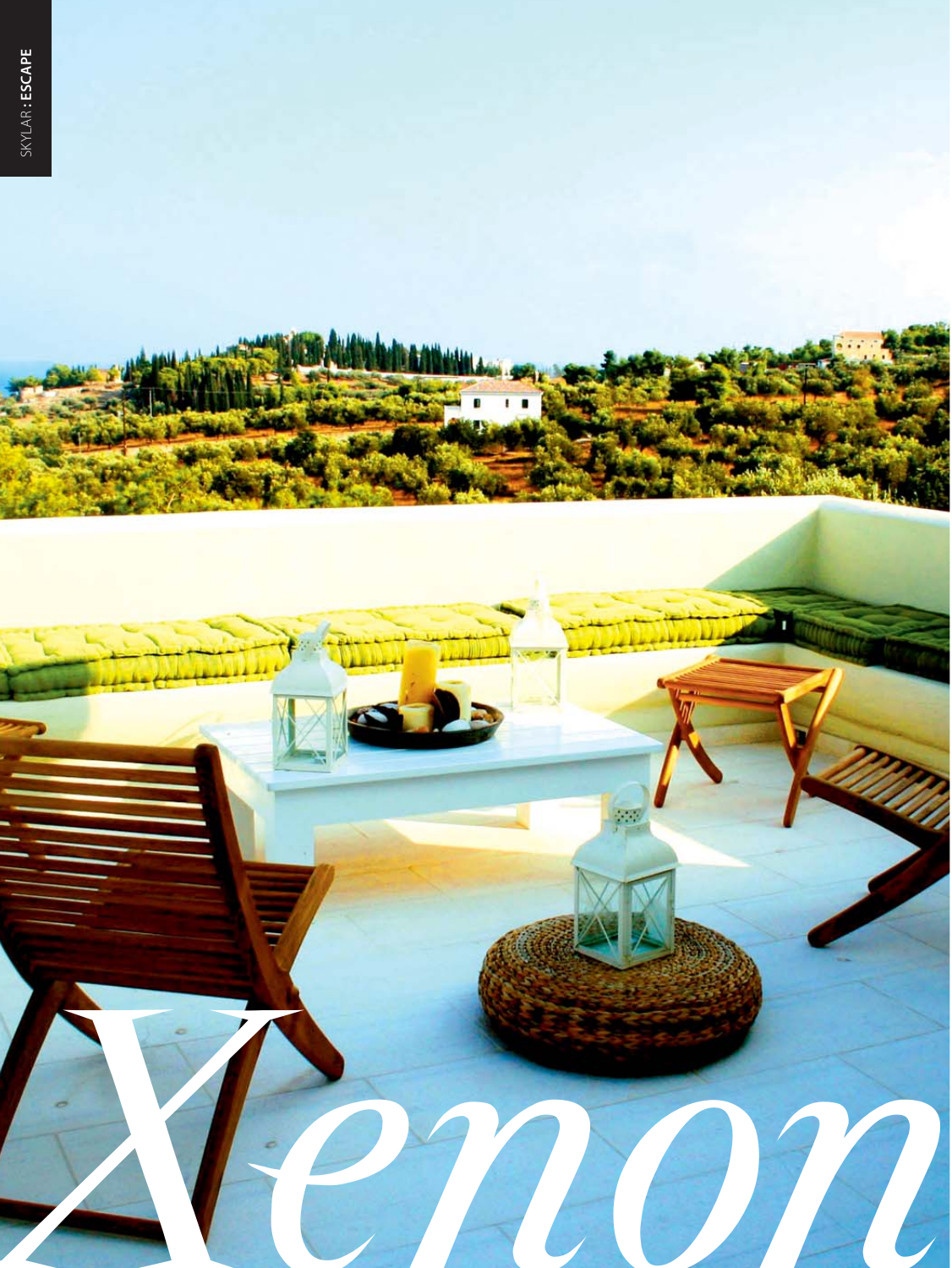# *Xenon*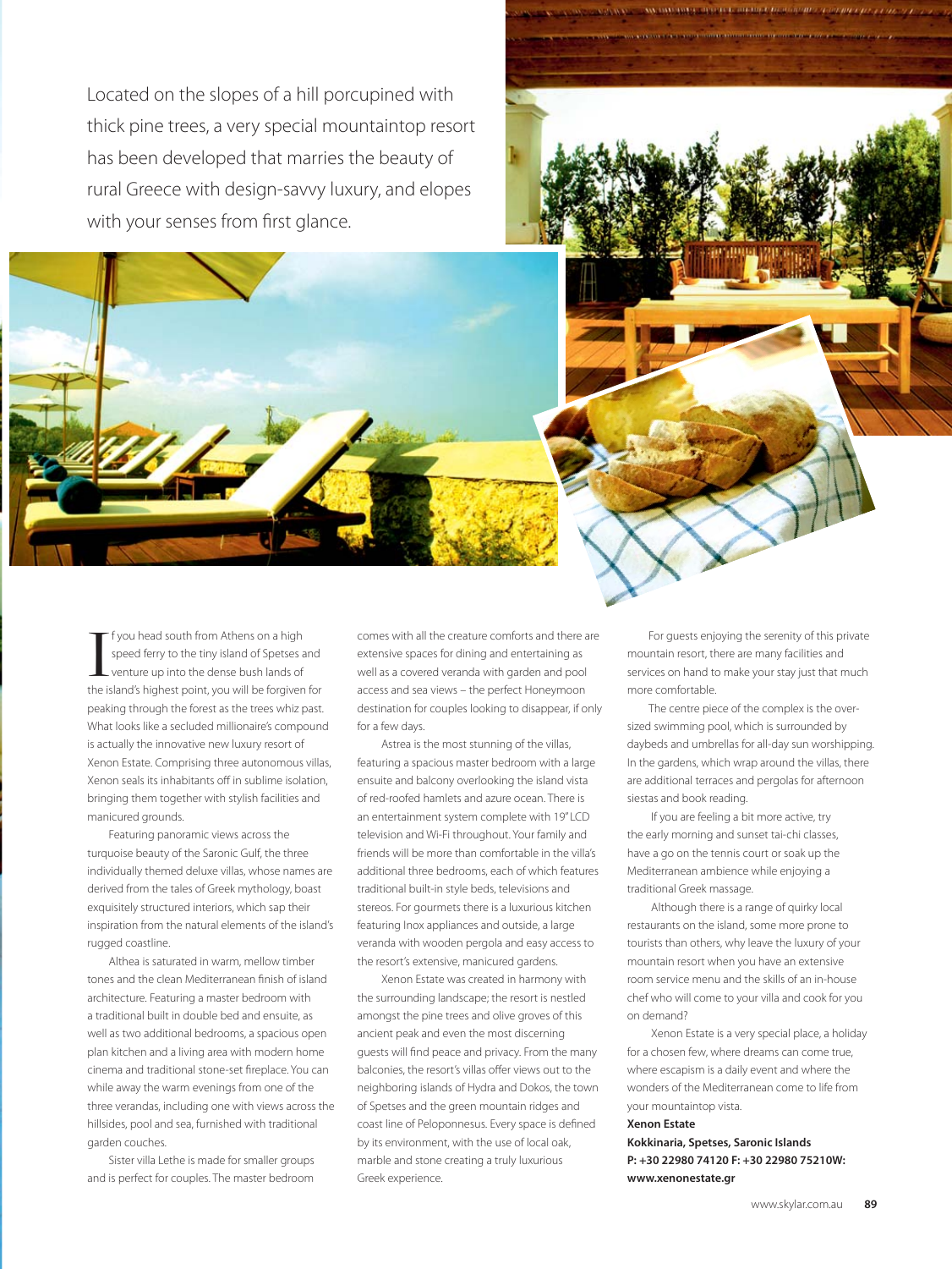Located on the slopes of a hill porcupined with thick pine trees, a very special mountaintop resort has been developed that marries the beauty of rural Greece with design-savvy luxury, and elopes with your senses from first glance.

If you head south from Athens on a high speed ferry to the tiny island of Spetses and venture up into the dense bush lands of the island's highest point, you will be forgiven for peaking through the forest as the trees whiz past. What looks like a secluded millionaire's compound is actually the innovative new luxury resort of Xenon Estate. Comprising three autonomous villas, Xenon seals its inhabitants off in sublime isolation, bringing them together with stylish facilities and manicured grounds.

Featuring panoramic views across the turquoise beauty of the Saronic Gulf, the three individually themed deluxe villas, whose names are derived from the tales of Greek mythology, boast exquisitely structured interiors, which sap their inspiration from the natural elements of the island's rugged coastline.

Althea is saturated in warm, mellow timber tones and the clean Mediterranean finish of island architecture. Featuring a master bedroom with a traditional built in double bed and ensuite, as well as two additional bedrooms, a spacious open plan kitchen and a living area with modern home cinema and traditional stone-set fireplace. You can while away the warm evenings from one of the three verandas, including one with views across the hillsides, pool and sea, furnished with traditional garden couches.

Sister villa Lethe is made for smaller groups and is perfect for couples. The master bedroom comes with all the creature comforts and there are extensive spaces for dining and entertaining as well as a covered veranda with garden and pool access and sea views – the perfect Honeymoon destination for couples looking to disappear, if only for a few days.

Astrea is the most stunning of the villas, featuring a spacious master bedroom with a large ensuite and balcony overlooking the island vista of red-roofed hamlets and azure ocean. There is an entertainment system complete with 19" LCD television and Wi-Fi throughout. Your family and friends will be more than comfortable in the villa's additional three bedrooms, each of which features traditional built-in style beds, televisions and stereos. For gourmets there is a luxurious kitchen featuring Inox appliances and outside, a large veranda with wooden pergola and easy access to the resort's extensive, manicured gardens.

Xenon Estate was created in harmony with the surrounding landscape; the resort is nestled amongst the pine trees and olive groves of this ancient peak and even the most discerning guests will find peace and privacy. From the many balconies, the resort's villas offer views out to the neighboring islands of Hydra and Dokos, the town of Spetses and the green mountain ridges and coast line of Peloponnesus. Every space is defined by its environment, with the use of local oak, marble and stone creating a truly luxurious Greek experience.

For guests enjoying the serenity of this private mountain resort, there are many facilities and services on hand to make your stay just that much more comfortable.

The centre piece of the complex is the over-sized swimming pool, which is surrounded by daybeds and umbrellas for all-day sun worshipping. In the gardens, which wrap around the villas, there are additional terraces and pergolas for afternoon siestas and book reading.

If you are feeling a bit more active, try the early morning and sunset tai-chi classes, have a go on the tennis court or soak up the Mediterranean ambience while enjoying a traditional Greek massage.

Although there is a range of quirky local restaurants on the island, some more prone to tourists than others, why leave the luxury of your mountain resort when you have an extensive room service menu and the skills of an in-house chef who will come to your villa and cook for you on demand?

Xenon Estate is a very special place, a holiday for a chosen few, where dreams can come true, where escapism is a daily event and where the wonders of the Mediterranean come to life from your mountaintop vista.

**Xenon Estate**
**Kokkinaria, Spetses, Saronic Islands**
**P: +30 22980 74120 F: +30 22980 75210W: www.xenonestate.gr**